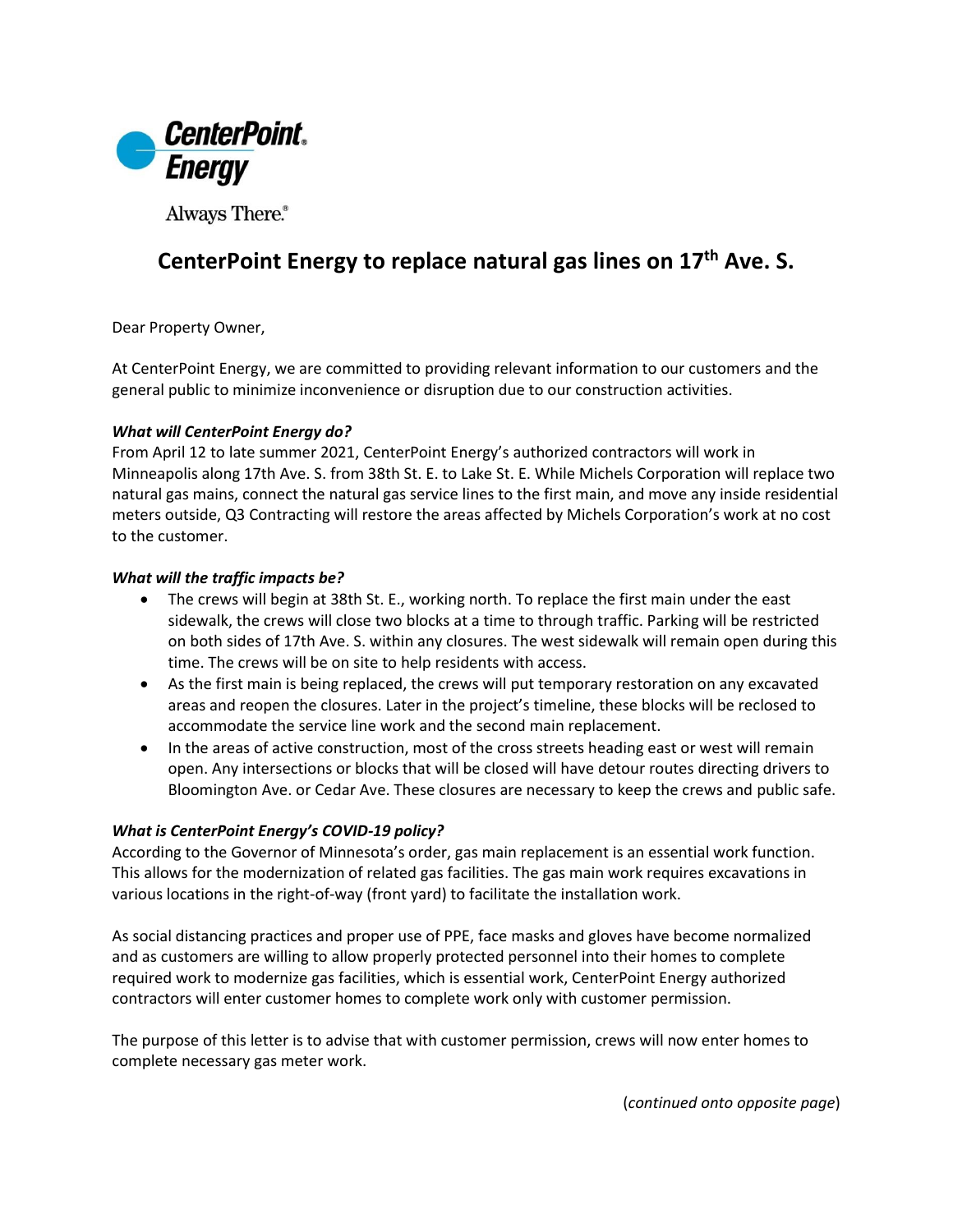CenterPoint Energy

Always There.®

# CenterPoint Energy to replace natural gas lines on 17th Ave. S.

Dear Property Owner,

At CenterPoint Energy, we are committed to providing relevant information to our customers and the general public to minimize inconvenience or disruption due to our construction activities.

***What will CenterPoint Energy do?***

From April 12 to late summer 2021, CenterPoint Energy's authorized contractors will work in Minneapolis along 17th Ave. S. from 38th St. E. to Lake St. E. While Michels Corporation will replace two natural gas mains, connect the natural gas service lines to the first main, and move any inside residential meters outside, Q3 Contracting will restore the areas affected by Michels Corporation's work at no cost to the customer.

***What will the traffic impacts be?***

- The crews will begin at 38th St. E., working north. To replace the first main under the east sidewalk, the crews will close two blocks at a time to through traffic. Parking will be restricted on both sides of 17th Ave. S. within any closures. The west sidewalk will remain open during this time. The crews will be on site to help residents with access.
- As the first main is being replaced, the crews will put temporary restoration on any excavated areas and reopen the closures. Later in the project's timeline, these blocks will be reclosed to accommodate the service line work and the second main replacement.
- In the areas of active construction, most of the cross streets heading east or west will remain open. Any intersections or blocks that will be closed will have detour routes directing drivers to Bloomington Ave. or Cedar Ave. These closures are necessary to keep the crews and public safe.

***What is CenterPoint Energy's COVID-19 policy?***

According to the Governor of Minnesota's order, gas main replacement is an essential work function. This allows for the modernization of related gas facilities. The gas main work requires excavations in various locations in the right-of-way (front yard) to facilitate the installation work.

As social distancing practices and proper use of PPE, face masks and gloves have become normalized and as customers are willing to allow properly protected personnel into their homes to complete required work to modernize gas facilities, which is essential work, CenterPoint Energy authorized contractors will enter customer homes to complete work only with customer permission.

The purpose of this letter is to advise that with customer permission, crews will now enter homes to complete necessary gas meter work.

(*continued onto opposite page*)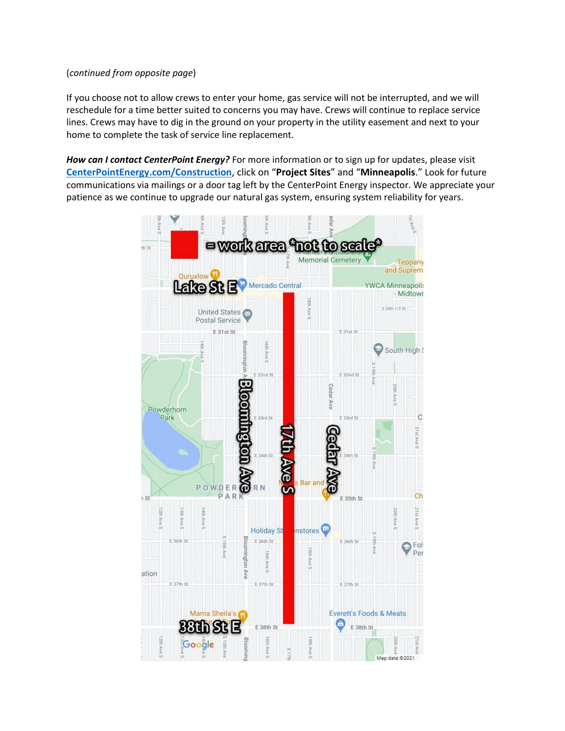(*continued from opposite page*)

If you choose not to allow crews to enter your home, gas service will not be interrupted, and we will reschedule for a time better suited to concerns you may have. Crews will continue to replace service lines. Crews may have to dig in the ground on your property in the utility easement and next to your home to complete the task of service line replacement.

***How can I contact CenterPoint Energy?*** For more information or to sign up for updates, please visit [CenterPointEnergy.com/Construction](CenterPointEnergy.com/Construction), click on "**Project Sites**" and "**Minneapolis**." Look for future communications via mailings or a door tag left by the CenterPoint Energy inspector. We appreciate your patience as we continue to upgrade our natural gas system, ensuring system reliability for years.

= work area *not to scale*

Lake St E

Bloomington Ave

17th Ave S

Cedar Ave

38th St E